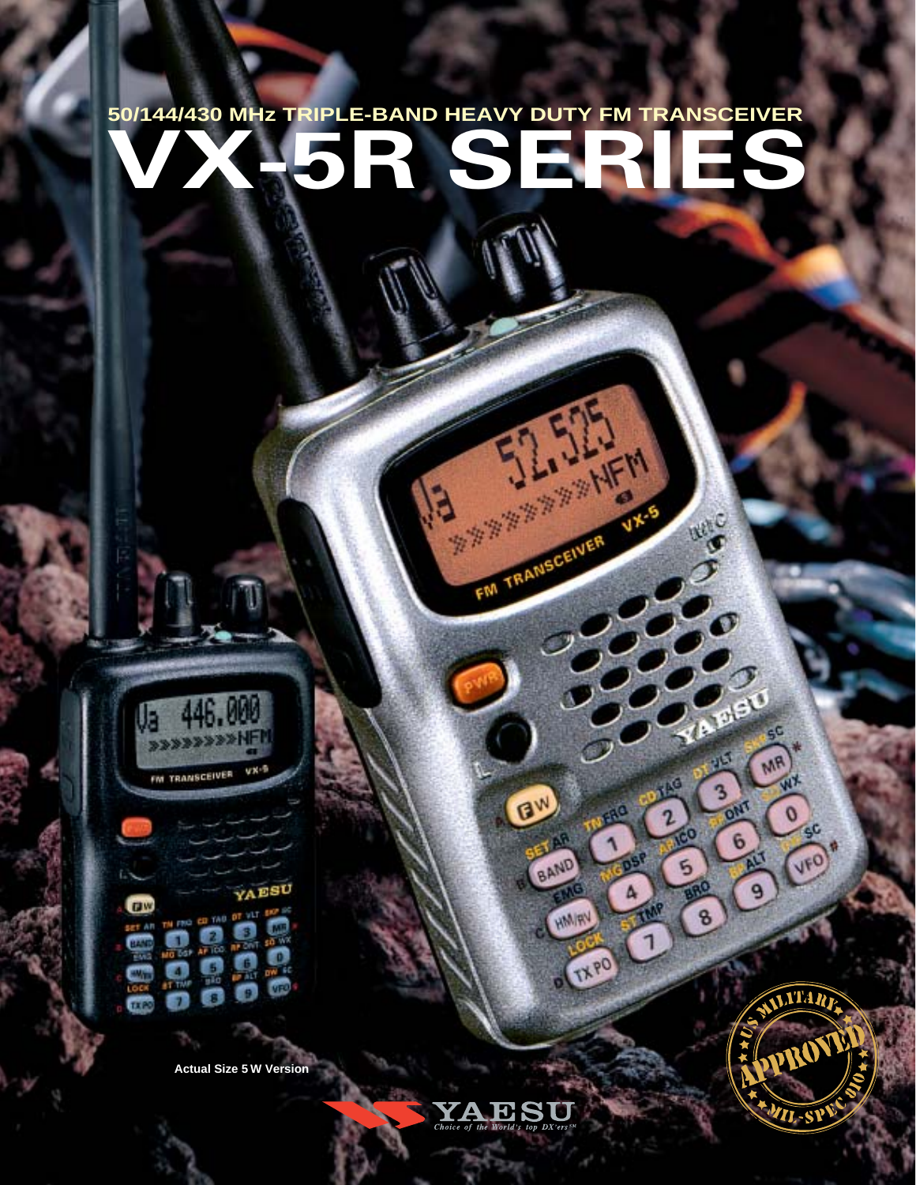50/144/430 MHz TRIPLE-BAND HEAVY DUTY FM TRANSCEIVER

# VX-5R SERIES

Actual Size 5 W Version

YAESU

*Choice of the World's top DX'ers℠*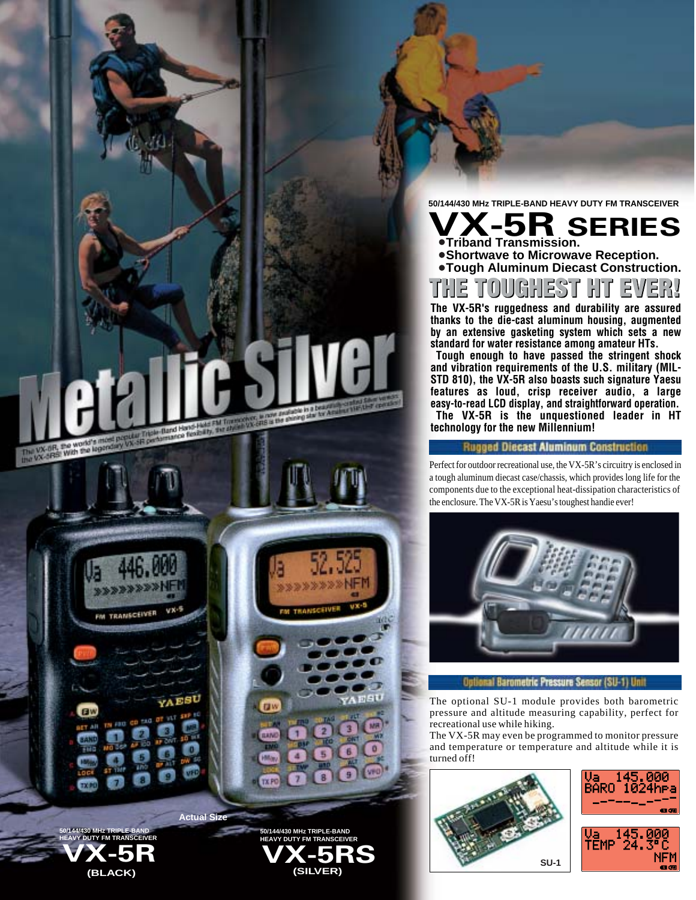50/144/430 MHz TRIPLE-BAND HEAVY DUTY FM TRANSCEIVER

# VX-5R SERIES

- Triband Transmission.
- Shortwave to Microwave Reception.
- Tough Aluminum Diecast Construction.

## THE TOUGHEST HT EVER!

**The VX-5R's ruggedness and durability are assured thanks to the die-cast aluminum housing, augmented by an extensive gasketing system which sets a new standard for water resistance among amateur HTs.**

**Tough enough to have passed the stringent shock and vibration requirements of the U.S. military (MIL-STD 810), the VX-5R also boasts such signature Yaesu features as loud, crisp receiver audio, a large easy-to-read LCD display, and straightforward operation.**

**The VX-5R is the unquestioned leader in HT technology for the new Millennium!**

### Rugged Diecast Aluminum Construction

Perfect for outdoor recreational use, the VX-5R's circuitry is enclosed in a tough aluminum diecast case/chassis, which provides long life for the components due to the exceptional heat-dissipation characteristics of the enclosure. The VX-5R is Yaesu's toughest handie ever!

### Optional Barometric Pressure Sensor (SU-1) Unit

The optional SU-1 module provides both barometric pressure and altitude measuring capability, perfect for recreational use while hiking.

The VX-5R may even be programmed to monitor pressure and temperature or temperature and altitude while it is turned off!

SU-1

## Metallic Silver

The VX-5R, the world's most popular Triple-Band Hand-Held FM Transceiver, is now available in a beautifully-crafted Silver version: the VX-5RS! With the legendary VX-5R performance flexibility, the stylish VX-5RS is the shining star for Amateur VHF/UHF operation!

Actual Size

50/144/430 MHz TRIPLE-BAND HEAVY DUTY FM TRANSCEIVER

**VX-5R**
**(BLACK)**

50/144/430 MHz TRIPLE-BAND HEAVY DUTY FM TRANSCEIVER

**VX-5RS**
**(SILVER)**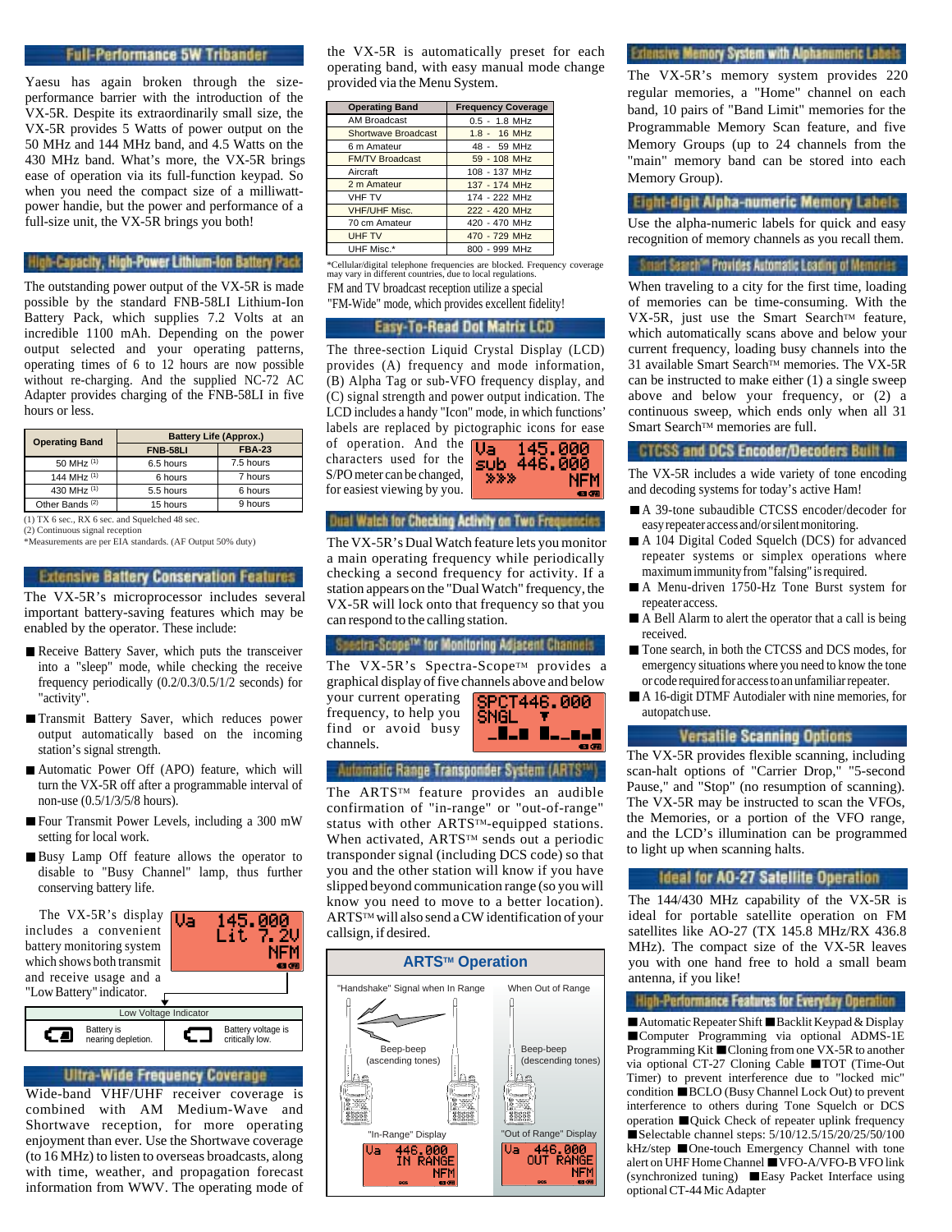## Full-Performance 5W Tribander

Yaesu has again broken through the size-performance barrier with the introduction of the VX-5R. Despite its extraordinarily small size, the VX-5R provides 5 Watts of power output on the 50 MHz and 144 MHz band, and 4.5 Watts on the 430 MHz band. What's more, the VX-5R brings ease of operation via its full-function keypad. So when you need the compact size of a milliwatt-power handie, but the power and performance of a full-size unit, the VX-5R brings you both!

## High-Capacity, High-Power Lithium-Ion Battery Pack

The outstanding power output of the VX-5R is made possible by the standard FNB-58LI Lithium-Ion Battery Pack, which supplies 7.2 Volts at an incredible 1100 mAh. Depending on the power output selected and your operating patterns, operating times of 6 to 12 hours are now possible without re-charging. And the supplied NC-72 AC Adapter provides charging of the FNB-58LI in five hours or less.

| Operating Band | Battery Life (Approx.) | |
|---|---|---|
| | FNB-58LI | FBA-23 |
| 50 MHz (1) | 6.5 hours | 7.5 hours |
| 144 MHz (1) | 6 hours | 7 hours |
| 430 MHz (1) | 5.5 hours | 6 hours |
| Other Bands (2) | 15 hours | 9 hours |

(1) TX 6 sec., RX 6 sec. and Squelched 48 sec.
(2) Continuous signal reception
*Measurements are per EIA standards. (AF Output 50% duty)

## Extensive Battery Conservation Features

The VX-5R's microprocessor includes several important battery-saving features which may be enabled by the operator. These include:

- Receive Battery Saver, which puts the transceiver into a "sleep" mode, while checking the receive frequency periodically (0.2/0.3/0.5/1/2 seconds) for "activity".
- Transmit Battery Saver, which reduces power output automatically based on the incoming station's signal strength.
- Automatic Power Off (APO) feature, which will turn the VX-5R off after a programmable interval of non-use (0.5/1/3/5/8 hours).
- Four Transmit Power Levels, including a 300 mW setting for local work.
- Busy Lamp Off feature allows the operator to disable to "Busy Channel" lamp, thus further conserving battery life.

The VX-5R's display includes a convenient battery monitoring system which shows both transmit and receive usage and a "Low Battery" indicator.

Va 145.000 Lit 7.2V NFM

Low Voltage Indicator

| Battery is nearing depletion. | Battery voltage is critically low. |
|---|---|

## Ultra-Wide Frequency Coverage

Wide-band VHF/UHF receiver coverage is combined with AM Medium-Wave and Shortwave reception, for more operating enjoyment than ever. Use the Shortwave coverage (to 16 MHz) to listen to overseas broadcasts, along with time, weather, and propagation forecast information from WWV. The operating mode of the VX-5R is automatically preset for each operating band, with easy manual mode change provided via the Menu System.

| Operating Band | Frequency Coverage |
|---|---|
| AM Broadcast | 0.5 - 1.8 MHz |
| Shortwave Broadcast | 1.8 - 16 MHz |
| 6 m Amateur | 48 - 59 MHz |
| FM/TV Broadcast | 59 - 108 MHz |
| Aircraft | 108 - 137 MHz |
| 2 m Amateur | 137 - 174 MHz |
| VHF TV | 174 - 222 MHz |
| VHF/UHF Misc. | 222 - 420 MHz |
| 70 cm Amateur | 420 - 470 MHz |
| UHF TV | 470 - 729 MHz |
| UHF Misc.* | 800 - 999 MHz |

*Cellular/digital telephone frequencies are blocked. Frequency coverage may vary in different countries, due to local regulations.

FM and TV broadcast reception utilize a special "FM-Wide" mode, which provides excellent fidelity!

## Easy-To-Read Dot Matrix LCD

The three-section Liquid Crystal Display (LCD) provides (A) frequency and mode information, (B) Alpha Tag or sub-VFO frequency display, and (C) signal strength and power output indication. The LCD includes a handy "Icon" mode, in which functions' labels are replaced by pictographic icons for ease of operation. And the characters used for the S/PO meter can be changed, for easiest viewing by you.

Va 145.000 sub 446.000 NFM

## Dual Watch for Checking Activity on Two Frequencies

The VX-5R's Dual Watch feature lets you monitor a main operating frequency while periodically checking a second frequency for activity. If a station appears on the "Dual Watch" frequency, the VX-5R will lock onto that frequency so that you can respond to the calling station.

## Spectra-Scope™ for Monitoring Adjacent Channels

The VX-5R's Spectra-Scope™ provides a graphical display of five channels above and below your current operating frequency, to help you find or avoid busy channels.

SPCT446.000 SNGL

## Automatic Range Transponder System (ARTS™)

The ARTS™ feature provides an audible confirmation of "in-range" or "out-of-range" status with other ARTS™-equipped stations. When activated, ARTS™ sends out a periodic transponder signal (including DCS code) so that you and the other station will know if you have slipped beyond communication range (so you will know you need to move to a better location). ARTS™ will also send a CW identification of your callsign, if desired.

### ARTS™ Operation

"Handshake" Signal when In Range — Beep-beep (ascending tones) — "In-Range" Display: Va 446.000 IN RANGE NFM

When Out of Range — Beep-beep (descending tones) — "Out of Range" Display: Va 446.000 OUT RANGE NFM

## Extensive Memory System with Alphanumeric Labels

The VX-5R's memory system provides 220 regular memories, a "Home" channel on each band, 10 pairs of "Band Limit" memories for the Programmable Memory Scan feature, and five Memory Groups (up to 24 channels from the "main" memory band can be stored into each Memory Group).

## Eight-digit Alpha-numeric Memory Labels

Use the alpha-numeric labels for quick and easy recognition of memory channels as you recall them.

## Smart Search™ Provides Automatic Loading of Memories

When traveling to a city for the first time, loading of memories can be time-consuming. With the VX-5R, just use the Smart Search™ feature, which automatically scans above and below your current frequency, loading busy channels into the 31 available Smart Search™ memories. The VX-5R can be instructed to make either (1) a single sweep above and below your frequency, or (2) a continuous sweep, which ends only when all 31 Smart Search™ memories are full.

## CTCSS and DCS Encoder/Decoders Built In

The VX-5R includes a wide variety of tone encoding and decoding systems for today's active Ham!

- A 39-tone subaudible CTCSS encoder/decoder for easy repeater access and/or silent monitoring.
- A 104 Digital Coded Squelch (DCS) for advanced repeater systems or simplex operations where maximum immunity from "falsing" is required.
- A Menu-driven 1750-Hz Tone Burst system for repeater access.
- A Bell Alarm to alert the operator that a call is being received.
- Tone search, in both the CTCSS and DCS modes, for emergency situations where you need to know the tone or code required for access to an unfamiliar repeater.
- A 16-digit DTMF Autodialer with nine memories, for autopatch use.

## Versatile Scanning Options

The VX-5R provides flexible scanning, including scan-halt options of "Carrier Drop," "5-second Pause," and "Stop" (no resumption of scanning). The VX-5R may be instructed to scan the VFOs, the Memories, or a portion of the VFO range, and the LCD's illumination can be programmed to light up when scanning halts.

## Ideal for AO-27 Satellite Operation

The 144/430 MHz capability of the VX-5R is ideal for portable satellite operation on FM satellites like AO-27 (TX 145.8 MHz/RX 436.8 MHz). The compact size of the VX-5R leaves you with one hand free to hold a small beam antenna, if you like!

## High-Performance Features for Everyday Operation

■ Automatic Repeater Shift ■ Backlit Keypad & Display ■ Computer Programming via optional ADMS-1E Programming Kit ■ Cloning from one VX-5R to another via optional CT-27 Cloning Cable ■ TOT (Time-Out Timer) to prevent interference due to "locked mic" condition ■ BCLO (Busy Channel Lock Out) to prevent interference to others during Tone Squelch or DCS operation ■ Quick Check of repeater uplink frequency ■ Selectable channel steps: 5/10/12.5/15/20/25/50/100 kHz/step ■ One-touch Emergency Channel with tone alert on UHF Home Channel ■ VFO-A/VFO-B VFO link (synchronized tuning) ■ Easy Packet Interface using optional CT-44 Mic Adapter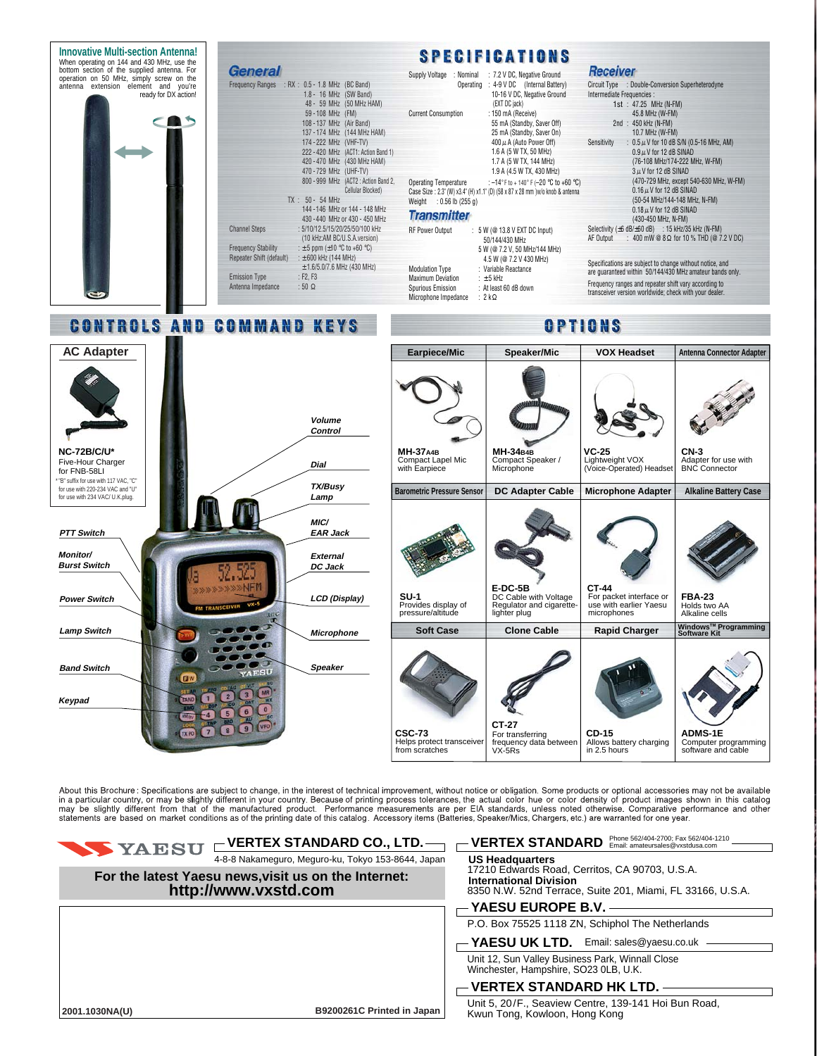## Innovative Multi-section Antenna!

When operating on 144 and 430 MHz, use the bottom section of the supplied antenna. For operation on 50 MHz, simply screw on the antenna extension element and you're ready for DX action!

# SPECIFICATIONS

## General

Frequency Ranges : RX : 0.5 - 1.8 MHz (BC Band)
1.8 - 16 MHz (SW Band)
48 - 59 MHz (50 MHz HAM)
59 - 108 MHz (FM)
108 - 137 MHz (Air Band)
137 - 174 MHz (144 MHz HAM)
174 - 222 MHz (VHF-TV)
222 - 420 MHz (ACT1: Action Band 1)
420 - 470 MHz (430 MHz HAM)
470 - 729 MHz (UHF-TV)
800 - 999 MHz (ACT2 : Action Band 2, Cellular Blocked)
TX : 50 - 54 MHz
144 - 146 MHz or 144 - 148 MHz
430 - 440 MHz or 430 - 450 MHz

Channel Steps : 5/10/12.5/15/20/25/50/100 kHz (10 kHz:AM BC/U.S.A.version)

Frequency Stability : ±5 ppm (±10 °C to +60 °C)

Repeater Shift (default) : ±600 kHz (144 MHz)
±1.6/5.0/7.6 MHz (430 MHz)

Emission Type : F2, F3

Antenna Impedance : 50 Ω

Supply Voltage : Nominal : 7.2 V DC, Negative Ground
Operating : 4-9 V DC (Internal Battery)
10-16 V DC, Negative Ground (EXT DC jack)

Current Consumption : 150 mA (Receive)
55 mA (Standby, Saver Off)
25 mA (Standby, Saver On)
400 μA (Auto Power Off)
1.6 A (5 W TX, 50 MHz)
1.7 A (5 W TX, 144 MHz)
1.9 A (4.5 W TX, 430 MHz)

Operating Temperature : –14° F to + 140° F (–20 °C to +60 °C)

Case Size : 2.3" (W) x3.4" (H) x1.1" (D) (58 x 87 x 28 mm )w/o knob & antenna

Weight : 0.56 lb (255 g)

## Transmitter

RF Power Output : 5 W (@ 13.8 V EXT DC Input) 50/144/430 MHz
5 W (@ 7.2 V, 50 MHz/144 MHz)
4.5 W (@ 7.2 V 430 MHz)

Modulation Type : Variable Reactance

Maximum Deviation : ±5 kHz

Spurious Emission : At least 60 dB down

Microphone Impedance : 2 kΩ

## Receiver

Circuit Type : Double-Conversion Superheterodyne

Intermediate Frequencies :
1st : 47.25 MHz (N-FM)
45.8 MHz (W-FM)
2nd : 450 kHz (N-FM)
10.7 MHz (W-FM)

Sensitivity : 0.5 μV for 10 dB S/N (0.5-16 MHz, AM)
0.9 μV for 12 dB SINAD (76-108 MHz/174-222 MHz, W-FM)
3 μV for 12 dB SINAD (470-729 MHz, except 540-630 MHz, W-FM)
0.16 μV for 12 dB SINAD (50-54 MHz/144-148 MHz, N-FM)
0.18 μV for 12 dB SINAD (430-450 MHz, N-FM)

Selectivity (±6 dB/±60 dB) : 15 kHz/35 kHz (N-FM)

AF Output : 400 mW @ 8 Ω for 10 % THD (@ 7.2 V DC)

Specifications are subject to change without notice, and are guaranteed within 50/144/430 MHz amateur bands only.

Frequency ranges and repeater shift vary according to transceiver version worldwide; check with your dealer.

# CONTROLS AND COMMAND KEYS

Volume Control
Dial
TX/Busy Lamp
MIC/EAR Jack
External DC Jack
LCD (Display)
Microphone
Speaker
PTT Switch
Monitor/Burst Switch
Power Switch
Lamp Switch
Band Switch
Keypad

## AC Adapter

**NC-72B/C/U***
Five-Hour Charger for FNB-58LI

* "B" suffix for use with 117 VAC, "C" for use with 220-234 VAC and "U" for use with 234 VAC/ U.K.plug.

# OPTIONS

| Earpiece/Mic | Speaker/Mic | VOX Headset | Antenna Connector Adapter |
|---|---|---|---|
| **MH-37A4B** Compact Lapel Mic with Earpiece | **MH-34B4B** Compact Speaker / Microphone | **VC-25** Lightweight VOX (Voice-Operated) Headset | **CN-3** Adapter for use with BNC Connector |
| **Barometric Pressure Sensor** | **DC Adapter Cable** | **Microphone Adapter** | **Alkaline Battery Case** |
| **SU-1** Provides display of pressure/altitude | **E-DC-5B** DC Cable with Voltage Regulator and cigarette-lighter plug | **CT-44** For packet interface or use with earlier Yaesu microphones | **FBA-23** Holds two AA Alkaline cells |
| **Soft Case** | **Clone Cable** | **Rapid Charger** | **Windows™ Programming Software Kit** |
| **CSC-73** Helps protect transceiver from scratches | **CT-27** For transferring frequency data between VX-5Rs | **CD-15** Allows battery charging in 2.5 hours | **ADMS-1E** Computer programming software and cable |

About this Brochure : Specifications are subject to change, in the interest of technical improvement, without notice or obligation. Some products or optional accessories may not be available in a particular country, or may be slightly different in your country. Because of printing process tolerances, the actual color hue or color density of product images shown in this catalog may be slightly different from that of the manufactured product. Performance measurements are per EIA standards, unless noted otherwise. Comparative performance and other statements are based on market conditions as of the printing date of this catalog. Accessory items (Batteries, Speaker/Mics, Chargers, etc.) are warranted for one year.

YAESU

**VERTEX STANDARD CO., LTD.**
4-8-8 Nakameguro, Meguro-ku, Tokyo 153-8644, Japan

**For the latest Yaesu news,visit us on the Internet:**
**http://www.vxstd.com**

**VERTEX STANDARD** Phone 562/404-2700; Fax 562/404-1210 Email: amateursales@vxstdusa.com

**US Headquarters**
17210 Edwards Road, Cerritos, CA 90703, U.S.A.
**International Division**
8350 N.W. 52nd Terrace, Suite 201, Miami, FL 33166, U.S.A.

**YAESU EUROPE B.V.**
P.O. Box 75525 1118 ZN, Schiphol The Netherlands

**YAESU UK LTD.** Email: sales@yaesu.co.uk
Unit 12, Sun Valley Business Park, Winnall Close
Winchester, Hampshire, SO23 0LB, U.K.

**VERTEX STANDARD HK LTD.**
Unit 5, 20/F., Seaview Centre, 139-141 Hoi Bun Road,
Kwun Tong, Kowloon, Hong Kong

2001.1030NA(U)

B9200261C Printed in Japan